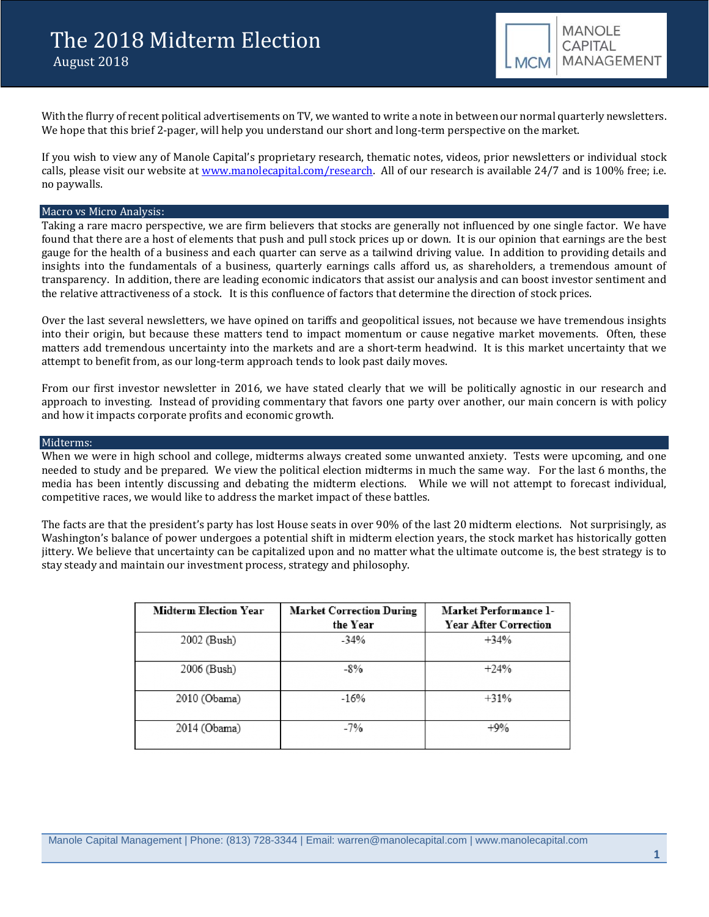# The 2018 Midterm Election

August 2018

With the flurry of recent political advertisements on TV, we wanted to write a note in between our normal quarterly newsletters. We hope that this brief 2-pager, will help you understand our short and long-term perspective on the market.

If you wish to view any of Manole Capital's proprietary research, thematic notes, videos, prior newsletters or individual stock calls, please visit our website at [www.manolecapital.com/research](www.manolecapital.com/research). All of our research is available 24/7 and is 100% free; i.e. no paywalls.

## Macro vs Micro Analysis:

Taking a rare macro perspective, we are firm believers that stocks are generally not influenced by one single factor. We have found that there are a host of elements that push and pull stock prices up or down. It is our opinion that earnings are the best gauge for the health of a business and each quarter can serve as a tailwind driving value. In addition to providing details and insights into the fundamentals of a business, quarterly earnings calls afford us, as shareholders, a tremendous amount of transparency. In addition, there are leading economic indicators that assist our analysis and can boost investor sentiment and the relative attractiveness of a stock. It is this confluence of factors that determine the direction of stock prices.

Over the last several newsletters, we have opined on tariffs and geopolitical issues, not because we have tremendous insights into their origin, but because these matters tend to impact momentum or cause negative market movements. Often, these matters add tremendous uncertainty into the markets and are a short-term headwind. It is this market uncertainty that we attempt to benefit from, as our long-term approach tends to look past daily moves.

From our first investor newsletter in 2016, we have stated clearly that we will be politically agnostic in our research and approach to investing. Instead of providing commentary that favors one party over another, our main concern is with policy and how it impacts corporate profits and economic growth.

## Midterms:

When we were in high school and college, midterms always created some unwanted anxiety. Tests were upcoming, and one needed to study and be prepared. We view the political election midterms in much the same way. For the last 6 months, the media has been intently discussing and debating the midterm elections. While we will not attempt to forecast individual, competitive races, we would like to address the market impact of these battles.

The facts are that the president's party has lost House seats in over 90% of the last 20 midterm elections. Not surprisingly, as Washington's balance of power undergoes a potential shift in midterm election years, the stock market has historically gotten jittery. We believe that uncertainty can be capitalized upon and no matter what the ultimate outcome is, the best strategy is to stay steady and maintain our investment process, strategy and philosophy.

| Midterm Election Year | Market Correction During the Year | Market Performance 1-Year After Correction |
| --- | --- | --- |
| 2002 (Bush) | -34% | +34% |
| 2006 (Bush) | -8% | +24% |
| 2010 (Obama) | -16% | +31% |
| 2014 (Obama) | -7% | +9% |

Manole Capital Management | Phone: (813) 728-3344 | Email: warren@manolecapital.com | www.manolecapital.com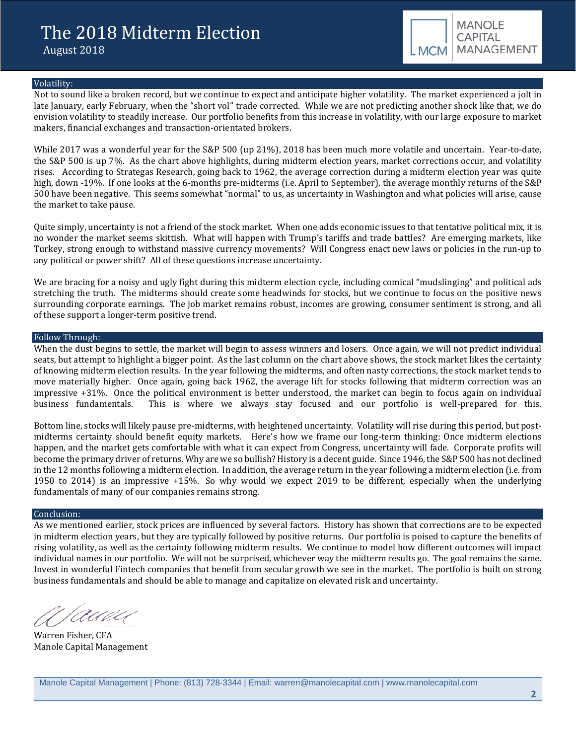## Volatility:

Not to sound like a broken record, but we continue to expect and anticipate higher volatility. The market experienced a jolt in late January, early February, when the "short vol" trade corrected. While we are not predicting another shock like that, we do envision volatility to steadily increase. Our portfolio benefits from this increase in volatility, with our large exposure to market makers, financial exchanges and transaction-orientated brokers.

While 2017 was a wonderful year for the S&P 500 (up 21%), 2018 has been much more volatile and uncertain. Year-to-date, the S&P 500 is up 7%. As the chart above highlights, during midterm election years, market corrections occur, and volatility rises. According to Strategas Research, going back to 1962, the average correction during a midterm election year was quite high, down -19%. If one looks at the 6-months pre-midterms (i.e. April to September), the average monthly returns of the S&P 500 have been negative. This seems somewhat "normal" to us, as uncertainty in Washington and what policies will arise, cause the market to take pause.

Quite simply, uncertainty is not a friend of the stock market. When one adds economic issues to that tentative political mix, it is no wonder the market seems skittish. What will happen with Trump's tariffs and trade battles? Are emerging markets, like Turkey, strong enough to withstand massive currency movements? Will Congress enact new laws or policies in the run-up to any political or power shift? All of these questions increase uncertainty.

We are bracing for a noisy and ugly fight during this midterm election cycle, including comical "mudslinging" and political ads stretching the truth. The midterms should create some headwinds for stocks, but we continue to focus on the positive news surrounding corporate earnings. The job market remains robust, incomes are growing, consumer sentiment is strong, and all of these support a longer-term positive trend.

## Follow Through:

When the dust begins to settle, the market will begin to assess winners and losers. Once again, we will not predict individual seats, but attempt to highlight a bigger point. As the last column on the chart above shows, the stock market likes the certainty of knowing midterm election results. In the year following the midterms, and often nasty corrections, the stock market tends to move materially higher. Once again, going back 1962, the average lift for stocks following that midterm correction was an impressive +31%. Once the political environment is better understood, the market can begin to focus again on individual business fundamentals. This is where we always stay focused and our portfolio is well-prepared for this.

Bottom line, stocks will likely pause pre-midterms, with heightened uncertainty. Volatility will rise during this period, but post-midterms certainty should benefit equity markets. Here's how we frame our long-term thinking: Once midterm elections happen, and the market gets comfortable with what it can expect from Congress, uncertainty will fade. Corporate profits will become the primary driver of returns. Why are we so bullish? History is a decent guide. Since 1946, the S&P 500 has not declined in the 12 months following a midterm election. In addition, the average return in the year following a midterm election (i.e. from 1950 to 2014) is an impressive +15%. So why would we expect 2019 to be different, especially when the underlying fundamentals of many of our companies remains strong.

## Conclusion:

As we mentioned earlier, stock prices are influenced by several factors. History has shown that corrections are to be expected in midterm election years, but they are typically followed by positive returns. Our portfolio is poised to capture the benefits of rising volatility, as well as the certainty following midterm results. We continue to model how different outcomes will impact individual names in our portfolio. We will not be surprised, whichever way the midterm results go. The goal remains the same. Invest in wonderful Fintech companies that benefit from secular growth we see in the market. The portfolio is built on strong business fundamentals and should be able to manage and capitalize on elevated risk and uncertainty.

Warren Fisher, CFA
Manole Capital Management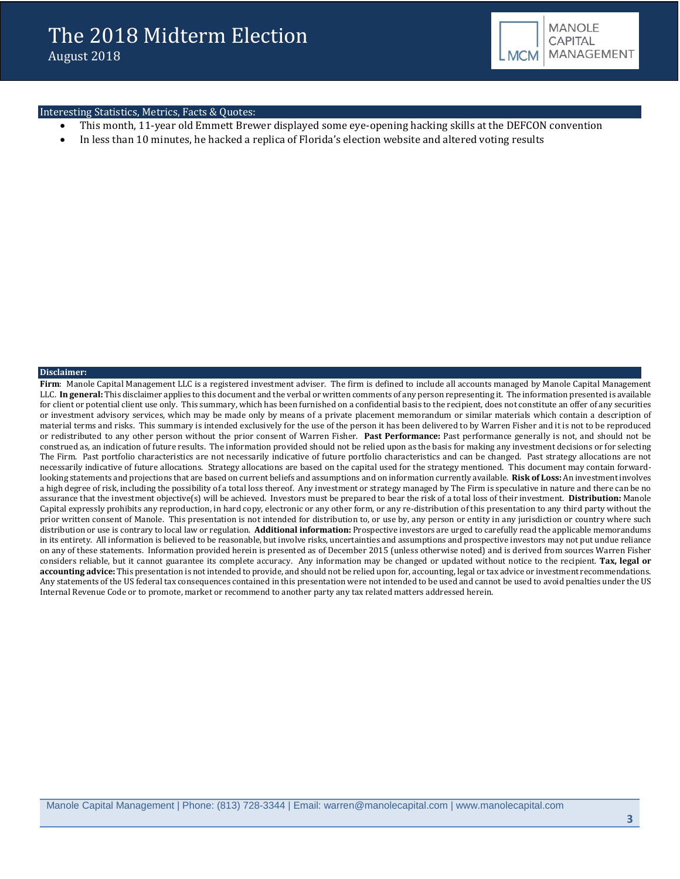## Interesting Statistics, Metrics, Facts & Quotes:

- This month, 11-year old Emmett Brewer displayed some eye-opening hacking skills at the DEFCON convention
- In less than 10 minutes, he hacked a replica of Florida's election website and altered voting results

## Disclaimer:

**Firm**: Manole Capital Management LLC is a registered investment adviser. The firm is defined to include all accounts managed by Manole Capital Management LLC. **In general:** This disclaimer applies to this document and the verbal or written comments of any person representing it. The information presented is available for client or potential client use only. This summary, which has been furnished on a confidential basis to the recipient, does not constitute an offer of any securities or investment advisory services, which may be made only by means of a private placement memorandum or similar materials which contain a description of material terms and risks. This summary is intended exclusively for the use of the person it has been delivered to by Warren Fisher and it is not to be reproduced or redistributed to any other person without the prior consent of Warren Fisher. **Past Performance:** Past performance generally is not, and should not be construed as, an indication of future results. The information provided should not be relied upon as the basis for making any investment decisions or for selecting The Firm. Past portfolio characteristics are not necessarily indicative of future portfolio characteristics and can be changed. Past strategy allocations are not necessarily indicative of future allocations. Strategy allocations are based on the capital used for the strategy mentioned. This document may contain forward-looking statements and projections that are based on current beliefs and assumptions and on information currently available. **Risk of Loss:** An investment involves a high degree of risk, including the possibility of a total loss thereof. Any investment or strategy managed by The Firm is speculative in nature and there can be no assurance that the investment objective(s) will be achieved. Investors must be prepared to bear the risk of a total loss of their investment. **Distribution:** Manole Capital expressly prohibits any reproduction, in hard copy, electronic or any other form, or any re-distribution of this presentation to any third party without the prior written consent of Manole. This presentation is not intended for distribution to, or use by, any person or entity in any jurisdiction or country where such distribution or use is contrary to local law or regulation. **Additional information:** Prospective investors are urged to carefully read the applicable memorandums in its entirety. All information is believed to be reasonable, but involve risks, uncertainties and assumptions and prospective investors may not put undue reliance on any of these statements. Information provided herein is presented as of December 2015 (unless otherwise noted) and is derived from sources Warren Fisher considers reliable, but it cannot guarantee its complete accuracy. Any information may be changed or updated without notice to the recipient. **Tax, legal or accounting advice:** This presentation is not intended to provide, and should not be relied upon for, accounting, legal or tax advice or investment recommendations. Any statements of the US federal tax consequences contained in this presentation were not intended to be used and cannot be used to avoid penalties under the US Internal Revenue Code or to promote, market or recommend to another party any tax related matters addressed herein.